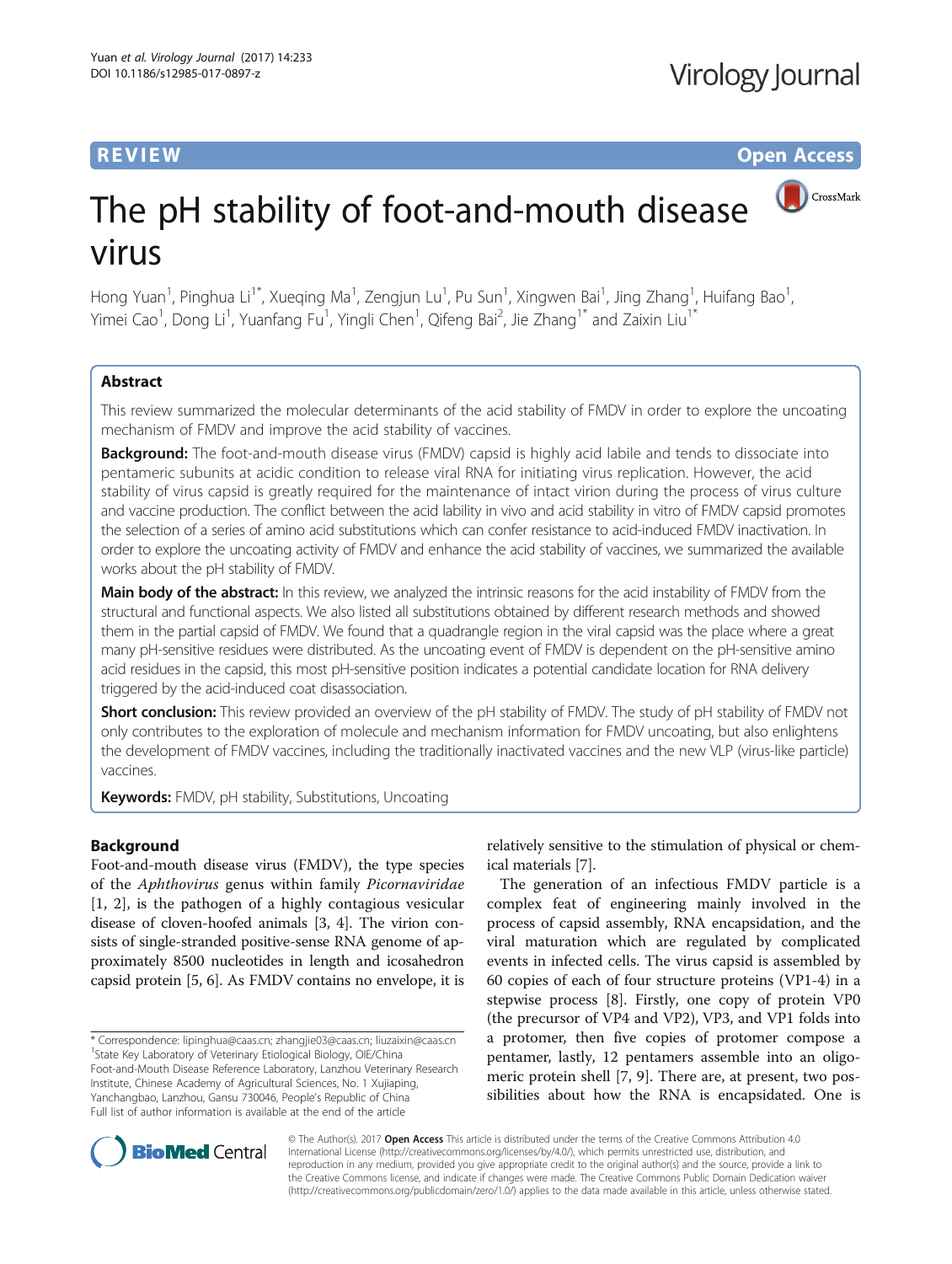REVIEW

Open Access

# The pH stability of foot-and-mouth disease virus

Hong Yuan[1], Pinghua Li[1*], Xueqing Ma[1], Zengjun Lu[1], Pu Sun[1], Xingwen Bai[1], Jing Zhang[1], Huifang Bao[1], Yimei Cao[1], Dong Li[1], Yuanfang Fu[1], Yingli Chen[1], Qifeng Bai[2], Jie Zhang[1*] and Zaixin Liu[1*]

## Abstract

This review summarized the molecular determinants of the acid stability of FMDV in order to explore the uncoating mechanism of FMDV and improve the acid stability of vaccines.

**Background:** The foot-and-mouth disease virus (FMDV) capsid is highly acid labile and tends to dissociate into pentameric subunits at acidic condition to release viral RNA for initiating virus replication. However, the acid stability of virus capsid is greatly required for the maintenance of intact virion during the process of virus culture and vaccine production. The conflict between the acid lability in vivo and acid stability in vitro of FMDV capsid promotes the selection of a series of amino acid substitutions which can confer resistance to acid-induced FMDV inactivation. In order to explore the uncoating activity of FMDV and enhance the acid stability of vaccines, we summarized the available works about the pH stability of FMDV.

**Main body of the abstract:** In this review, we analyzed the intrinsic reasons for the acid instability of FMDV from the structural and functional aspects. We also listed all substitutions obtained by different research methods and showed them in the partial capsid of FMDV. We found that a quadrangle region in the viral capsid was the place where a great many pH-sensitive residues were distributed. As the uncoating event of FMDV is dependent on the pH-sensitive amino acid residues in the capsid, this most pH-sensitive position indicates a potential candidate location for RNA delivery triggered by the acid-induced coat disassociation.

**Short conclusion:** This review provided an overview of the pH stability of FMDV. The study of pH stability of FMDV not only contributes to the exploration of molecule and mechanism information for FMDV uncoating, but also enlightens the development of FMDV vaccines, including the traditionally inactivated vaccines and the new VLP (virus-like particle) vaccines.

**Keywords:** FMDV, pH stability, Substitutions, Uncoating

## Background

Foot-and-mouth disease virus (FMDV), the type species of the *Aphthovirus* genus within family *Picornaviridae* [1, 2], is the pathogen of a highly contagious vesicular disease of cloven-hoofed animals [3, 4]. The virion consists of single-stranded positive-sense RNA genome of approximately 8500 nucleotides in length and icosahedron capsid protein [5, 6]. As FMDV contains no envelope, it is relatively sensitive to the stimulation of physical or chemical materials [7].

The generation of an infectious FMDV particle is a complex feat of engineering mainly involved in the process of capsid assembly, RNA encapsidation, and the viral maturation which are regulated by complicated events in infected cells. The virus capsid is assembled by 60 copies of each of four structure proteins (VP1-4) in a stepwise process [8]. Firstly, one copy of protein VP0 (the precursor of VP4 and VP2), VP3, and VP1 folds into a protomer, then five copies of protomer compose a pentamer, lastly, 12 pentamers assemble into an oligomeric protein shell [7, 9]. There are, at present, two possibilities about how the RNA is encapsidated. One is

\* Correspondence: lipinghua@caas.cn; zhangjie03@caas.cn; liuzaixin@caas.cn
[1]State Key Laboratory of Veterinary Etiological Biology, OIE/China Foot-and-Mouth Disease Reference Laboratory, Lanzhou Veterinary Research Institute, Chinese Academy of Agricultural Sciences, No. 1 Xujiaping, Yanchangbao, Lanzhou, Gansu 730046, People's Republic of China
Full list of author information is available at the end of the article

© The Author(s). 2017 **Open Access** This article is distributed under the terms of the Creative Commons Attribution 4.0 International License (http://creativecommons.org/licenses/by/4.0/), which permits unrestricted use, distribution, and reproduction in any medium, provided you give appropriate credit to the original author(s) and the source, provide a link to the Creative Commons license, and indicate if changes were made. The Creative Commons Public Domain Dedication waiver (http://creativecommons.org/publicdomain/zero/1.0/) applies to the data made available in this article, unless otherwise stated.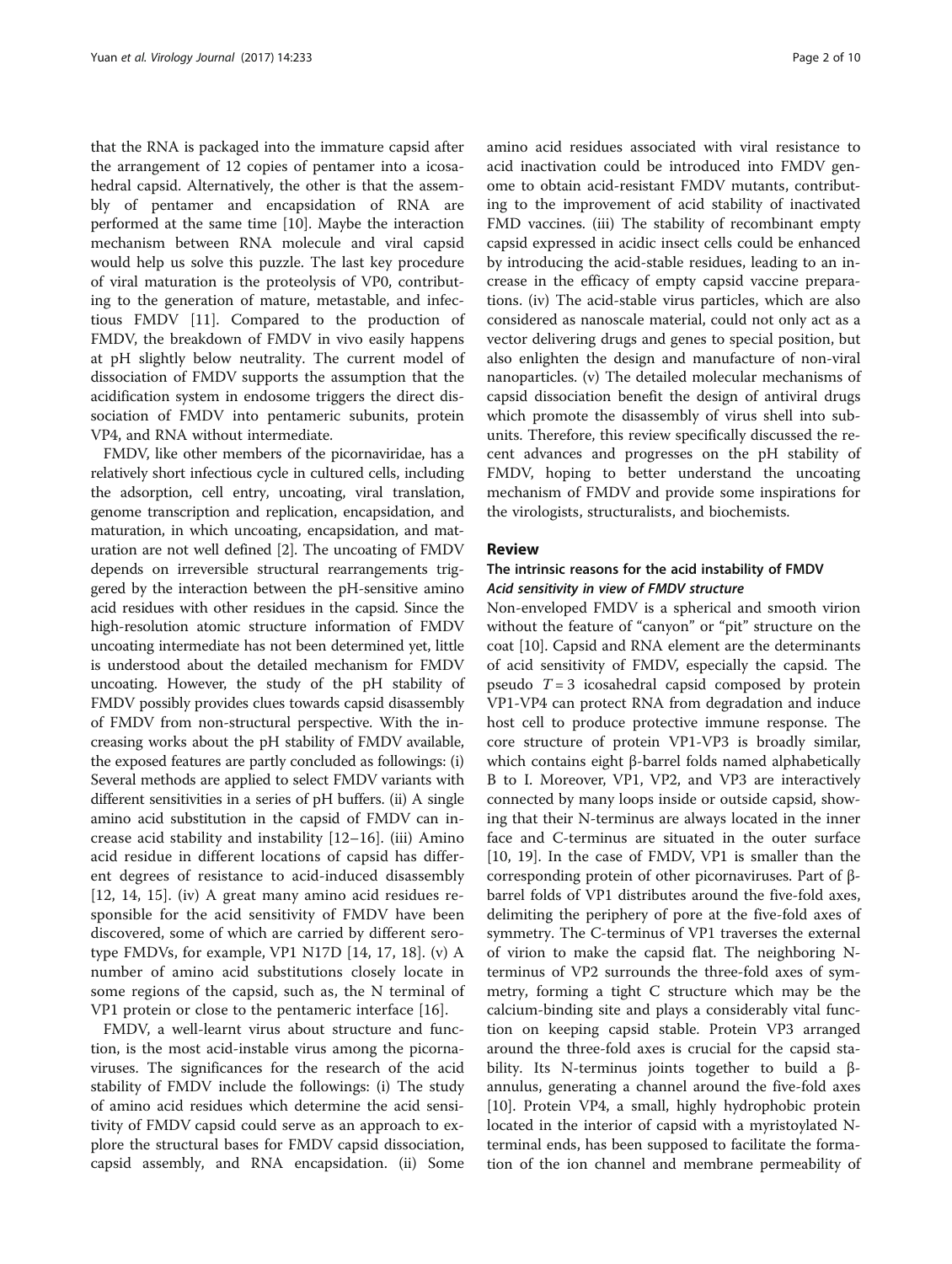that the RNA is packaged into the immature capsid after the arrangement of 12 copies of pentamer into a icosahedral capsid. Alternatively, the other is that the assembly of pentamer and encapsidation of RNA are performed at the same time [10]. Maybe the interaction mechanism between RNA molecule and viral capsid would help us solve this puzzle. The last key procedure of viral maturation is the proteolysis of VP0, contributing to the generation of mature, metastable, and infectious FMDV [11]. Compared to the production of FMDV, the breakdown of FMDV in vivo easily happens at pH slightly below neutrality. The current model of dissociation of FMDV supports the assumption that the acidification system in endosome triggers the direct dissociation of FMDV into pentameric subunits, protein VP4, and RNA without intermediate.

FMDV, like other members of the picornaviridae, has a relatively short infectious cycle in cultured cells, including the adsorption, cell entry, uncoating, viral translation, genome transcription and replication, encapsidation, and maturation, in which uncoating, encapsidation, and maturation are not well defined [2]. The uncoating of FMDV depends on irreversible structural rearrangements triggered by the interaction between the pH-sensitive amino acid residues with other residues in the capsid. Since the high-resolution atomic structure information of FMDV uncoating intermediate has not been determined yet, little is understood about the detailed mechanism for FMDV uncoating. However, the study of the pH stability of FMDV possibly provides clues towards capsid disassembly of FMDV from non-structural perspective. With the increasing works about the pH stability of FMDV available, the exposed features are partly concluded as followings: (i) Several methods are applied to select FMDV variants with different sensitivities in a series of pH buffers. (ii) A single amino acid substitution in the capsid of FMDV can increase acid stability and instability [12–16]. (iii) Amino acid residue in different locations of capsid has different degrees of resistance to acid-induced disassembly [12, 14, 15]. (iv) A great many amino acid residues responsible for the acid sensitivity of FMDV have been discovered, some of which are carried by different serotype FMDVs, for example, VP1 N17D [14, 17, 18]. (v) A number of amino acid substitutions closely locate in some regions of the capsid, such as, the N terminal of VP1 protein or close to the pentameric interface [16].

FMDV, a well-learnt virus about structure and function, is the most acid-instable virus among the picornaviruses. The significances for the research of the acid stability of FMDV include the followings: (i) The study of amino acid residues which determine the acid sensitivity of FMDV capsid could serve as an approach to explore the structural bases for FMDV capsid dissociation, capsid assembly, and RNA encapsidation. (ii) Some amino acid residues associated with viral resistance to acid inactivation could be introduced into FMDV genome to obtain acid-resistant FMDV mutants, contributing to the improvement of acid stability of inactivated FMD vaccines. (iii) The stability of recombinant empty capsid expressed in acidic insect cells could be enhanced by introducing the acid-stable residues, leading to an increase in the efficacy of empty capsid vaccine preparations. (iv) The acid-stable virus particles, which are also considered as nanoscale material, could not only act as a vector delivering drugs and genes to special position, but also enlighten the design and manufacture of non-viral nanoparticles. (v) The detailed molecular mechanisms of capsid dissociation benefit the design of antiviral drugs which promote the disassembly of virus shell into subunits. Therefore, this review specifically discussed the recent advances and progresses on the pH stability of FMDV, hoping to better understand the uncoating mechanism of FMDV and provide some inspirations for the virologists, structuralists, and biochemists.

## Review

### The intrinsic reasons for the acid instability of FMDV

#### *Acid sensitivity in view of FMDV structure*

Non-enveloped FMDV is a spherical and smooth virion without the feature of "canyon" or "pit" structure on the coat [10]. Capsid and RNA element are the determinants of acid sensitivity of FMDV, especially the capsid. The pseudo $T = 3$ icosahedral capsid composed by protein VP1-VP4 can protect RNA from degradation and induce host cell to produce protective immune response. The core structure of protein VP1-VP3 is broadly similar, which contains eight β-barrel folds named alphabetically B to I. Moreover, VP1, VP2, and VP3 are interactively connected by many loops inside or outside capsid, showing that their N-terminus are always located in the inner face and C-terminus are situated in the outer surface [10, 19]. In the case of FMDV, VP1 is smaller than the corresponding protein of other picornaviruses. Part of β-barrel folds of VP1 distributes around the five-fold axes, delimiting the periphery of pore at the five-fold axes of symmetry. The C-terminus of VP1 traverses the external of virion to make the capsid flat. The neighboring N-terminus of VP2 surrounds the three-fold axes of symmetry, forming a tight C structure which may be the calcium-binding site and plays a considerably vital function on keeping capsid stable. Protein VP3 arranged around the three-fold axes is crucial for the capsid stability. Its N-terminus joints together to build a β-annulus, generating a channel around the five-fold axes [10]. Protein VP4, a small, highly hydrophobic protein located in the interior of capsid with a myristoylated N-terminal ends, has been supposed to facilitate the formation of the ion channel and membrane permeability of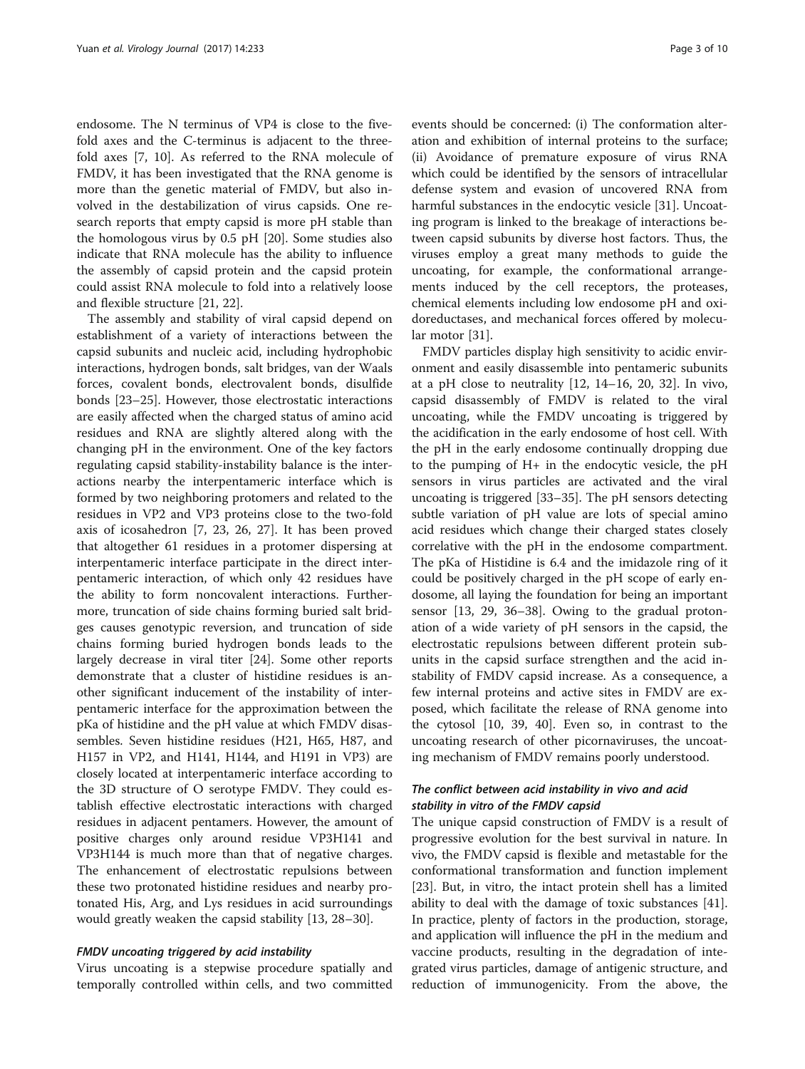endosome. The N terminus of VP4 is close to the five-fold axes and the C-terminus is adjacent to the three-fold axes [7, 10]. As referred to the RNA molecule of FMDV, it has been investigated that the RNA genome is more than the genetic material of FMDV, but also involved in the destabilization of virus capsids. One research reports that empty capsid is more pH stable than the homologous virus by 0.5 pH [20]. Some studies also indicate that RNA molecule has the ability to influence the assembly of capsid protein and the capsid protein could assist RNA molecule to fold into a relatively loose and flexible structure [21, 22].

The assembly and stability of viral capsid depend on establishment of a variety of interactions between the capsid subunits and nucleic acid, including hydrophobic interactions, hydrogen bonds, salt bridges, van der Waals forces, covalent bonds, electrovalent bonds, disulfide bonds [23–25]. However, those electrostatic interactions are easily affected when the charged status of amino acid residues and RNA are slightly altered along with the changing pH in the environment. One of the key factors regulating capsid stability-instability balance is the interactions nearby the interpentameric interface which is formed by two neighboring protomers and related to the residues in VP2 and VP3 proteins close to the two-fold axis of icosahedron [7, 23, 26, 27]. It has been proved that altogether 61 residues in a protomer dispersing at interpentameric interface participate in the direct interpentameric interaction, of which only 42 residues have the ability to form noncovalent interactions. Furthermore, truncation of side chains forming buried salt bridges causes genotypic reversion, and truncation of side chains forming buried hydrogen bonds leads to the largely decrease in viral titer [24]. Some other reports demonstrate that a cluster of histidine residues is another significant inducement of the instability of interpentameric interface for the approximation between the pKa of histidine and the pH value at which FMDV disassembles. Seven histidine residues (H21, H65, H87, and H157 in VP2, and H141, H144, and H191 in VP3) are closely located at interpentameric interface according to the 3D structure of O serotype FMDV. They could establish effective electrostatic interactions with charged residues in adjacent pentamers. However, the amount of positive charges only around residue VP3H141 and VP3H144 is much more than that of negative charges. The enhancement of electrostatic repulsions between these two protonated histidine residues and nearby protonated His, Arg, and Lys residues in acid surroundings would greatly weaken the capsid stability [13, 28–30].

### *FMDV uncoating triggered by acid instability*

Virus uncoating is a stepwise procedure spatially and temporally controlled within cells, and two committed events should be concerned: (i) The conformation alteration and exhibition of internal proteins to the surface; (ii) Avoidance of premature exposure of virus RNA which could be identified by the sensors of intracellular defense system and evasion of uncovered RNA from harmful substances in the endocytic vesicle [31]. Uncoating program is linked to the breakage of interactions between capsid subunits by diverse host factors. Thus, the viruses employ a great many methods to guide the uncoating, for example, the conformational arrangements induced by the cell receptors, the proteases, chemical elements including low endosome pH and oxidoreductases, and mechanical forces offered by molecular motor [31].

FMDV particles display high sensitivity to acidic environment and easily disassemble into pentameric subunits at a pH close to neutrality [12, 14–16, 20, 32]. In vivo, capsid disassembly of FMDV is related to the viral uncoating, while the FMDV uncoating is triggered by the acidification in the early endosome of host cell. With the pH in the early endosome continually dropping due to the pumping of H+ in the endocytic vesicle, the pH sensors in virus particles are activated and the viral uncoating is triggered [33–35]. The pH sensors detecting subtle variation of pH value are lots of special amino acid residues which change their charged states closely correlative with the pH in the endosome compartment. The pKa of Histidine is 6.4 and the imidazole ring of it could be positively charged in the pH scope of early endosome, all laying the foundation for being an important sensor [13, 29, 36–38]. Owing to the gradual protonation of a wide variety of pH sensors in the capsid, the electrostatic repulsions between different protein subunits in the capsid surface strengthen and the acid instability of FMDV capsid increase. As a consequence, a few internal proteins and active sites in FMDV are exposed, which facilitate the release of RNA genome into the cytosol [10, 39, 40]. Even so, in contrast to the uncoating research of other picornaviruses, the uncoating mechanism of FMDV remains poorly understood.

### *The conflict between acid instability in vivo and acid stability in vitro of the FMDV capsid*

The unique capsid construction of FMDV is a result of progressive evolution for the best survival in nature. In vivo, the FMDV capsid is flexible and metastable for the conformational transformation and function implement [23]. But, in vitro, the intact protein shell has a limited ability to deal with the damage of toxic substances [41]. In practice, plenty of factors in the production, storage, and application will influence the pH in the medium and vaccine products, resulting in the degradation of integrated virus particles, damage of antigenic structure, and reduction of immunogenicity. From the above, the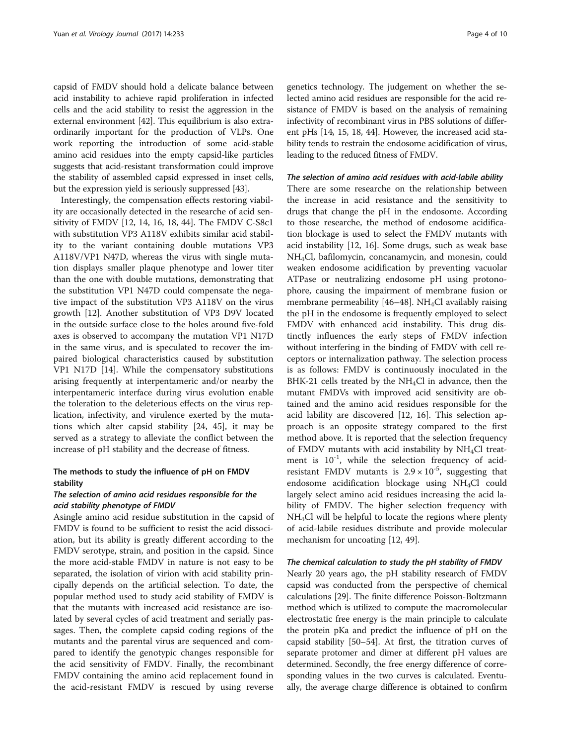capsid of FMDV should hold a delicate balance between acid instability to achieve rapid proliferation in infected cells and the acid stability to resist the aggression in the external environment [42]. This equilibrium is also extraordinarily important for the production of VLPs. One work reporting the introduction of some acid-stable amino acid residues into the empty capsid-like particles suggests that acid-resistant transformation could improve the stability of assembled capsid expressed in inset cells, but the expression yield is seriously suppressed [43].

Interestingly, the compensation effects restoring viability are occasionally detected in the research of acid sensitivity of FMDV [12, 14, 16, 18, 44]. The FMDV C-S8c1 with substitution VP3 A118V exhibits similar acid stability to the variant containing double mutations VP3 A118V/VP1 N47D, whereas the virus with single mutation displays smaller plaque phenotype and lower titer than the one with double mutations, demonstrating that the substitution VP1 N47D could compensate the negative impact of the substitution VP3 A118V on the virus growth [12]. Another substitution of VP3 D9V located in the outside surface close to the holes around five-fold axes is observed to accompany the mutation VP1 N17D in the same virus, and is speculated to recover the impaired biological characteristics caused by substitution VP1 N17D [14]. While the compensatory substitutions arising frequently at interpentameric and/or nearby the interpentameric interface during virus evolution enable the toleration to the deleterious effects on the virus replication, infectivity, and virulence exerted by the mutations which alter capsid stability [24, 45], it may be served as a strategy to alleviate the conflict between the increase of pH stability and the decrease of fitness.

## The methods to study the influence of pH on FMDV stability

### *The selection of amino acid residues responsible for the acid stability phenotype of FMDV*

Asingle amino acid residue substitution in the capsid of FMDV is found to be sufficient to resist the acid dissociation, but its ability is greatly different according to the FMDV serotype, strain, and position in the capsid. Since the more acid-stable FMDV in nature is not easy to be separated, the isolation of virion with acid stability principally depends on the artificial selection. To date, the popular method used to study acid stability of FMDV is that the mutants with increased acid resistance are isolated by several cycles of acid treatment and serially passages. Then, the complete capsid coding regions of the mutants and the parental virus are sequenced and compared to identify the genotypic changes responsible for the acid sensitivity of FMDV. Finally, the recombinant FMDV containing the amino acid replacement found in the acid-resistant FMDV is rescued by using reverse genetics technology. The judgement on whether the selected amino acid residues are responsible for the acid resistance of FMDV is based on the analysis of remaining infectivity of recombinant virus in PBS solutions of different pHs [14, 15, 18, 44]. However, the increased acid stability tends to restrain the endosome acidification of virus, leading to the reduced fitness of FMDV.

### *The selection of amino acid residues with acid-labile ability*

There are some researche on the relationship between the increase in acid resistance and the sensitivity to drugs that change the pH in the endosome. According to those researche, the method of endosome acidification blockage is used to select the FMDV mutants with acid instability [12, 16]. Some drugs, such as weak base $NH_4Cl$, bafilomycin, concanamycin, and monesin, could weaken endosome acidification by preventing vacuolar ATPase or neutralizing endosome pH using protonophore, causing the impairment of membrane fusion or membrane permeability [46–48]. $NH_4Cl$ availably raising the pH in the endosome is frequently employed to select FMDV with enhanced acid instability. This drug distinctly influences the early steps of FMDV infection without interfering in the binding of FMDV with cell receptors or internalization pathway. The selection process is as follows: FMDV is continuously inoculated in the BHK-21 cells treated by the $NH_4Cl$ in advance, then the mutant FMDVs with improved acid sensitivity are obtained and the amino acid residues responsible for the acid lability are discovered [12, 16]. This selection approach is an opposite strategy compared to the first method above. It is reported that the selection frequency of FMDV mutants with acid instability by $NH_4Cl$ treatment is $10^{-1}$, while the selection frequency of acid-resistant FMDV mutants is $2.9 \times 10^{-5}$, suggesting that endosome acidification blockage using $NH_4Cl$ could largely select amino acid residues increasing the acid lability of FMDV. The higher selection frequency with $NH_4Cl$ will be helpful to locate the regions where plenty of acid-labile residues distribute and provide molecular mechanism for uncoating [12, 49].

### *The chemical calculation to study the pH stability of FMDV*

Nearly 20 years ago, the pH stability research of FMDV capsid was conducted from the perspective of chemical calculations [29]. The finite difference Poisson-Boltzmann method which is utilized to compute the macromolecular electrostatic free energy is the main principle to calculate the protein pKa and predict the influence of pH on the capsid stability [50–54]. At first, the titration curves of separate protomer and dimer at different pH values are determined. Secondly, the free energy difference of corresponding values in the two curves is calculated. Eventually, the average charge difference is obtained to confirm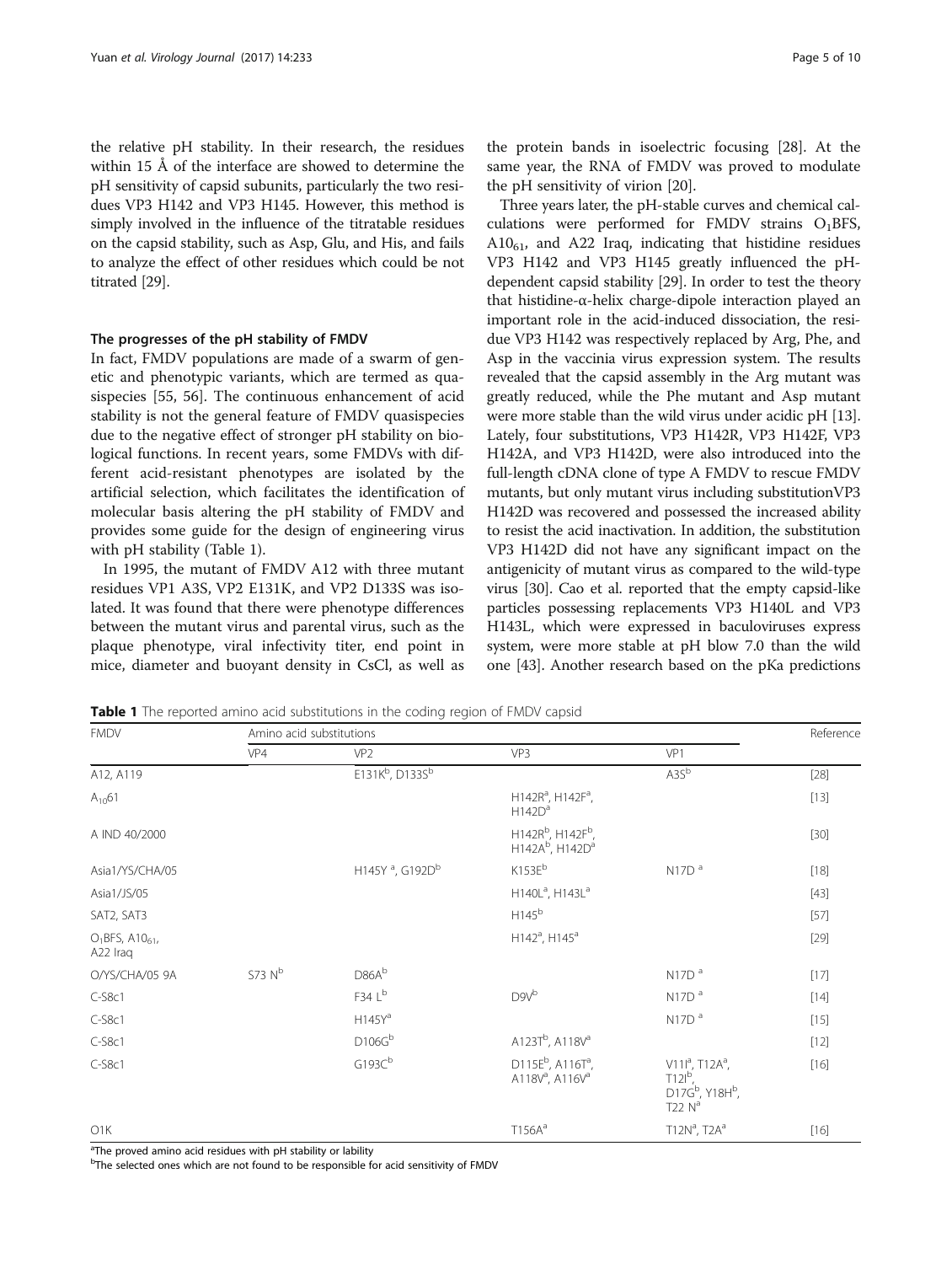the relative pH stability. In their research, the residues within 15 Å of the interface are showed to determine the pH sensitivity of capsid subunits, particularly the two residues VP3 H142 and VP3 H145. However, this method is simply involved in the influence of the titratable residues on the capsid stability, such as Asp, Glu, and His, and fails to analyze the effect of other residues which could be not titrated [29].

### The progresses of the pH stability of FMDV

In fact, FMDV populations are made of a swarm of genetic and phenotypic variants, which are termed as quasispecies [55, 56]. The continuous enhancement of acid stability is not the general feature of FMDV quasispecies due to the negative effect of stronger pH stability on biological functions. In recent years, some FMDVs with different acid-resistant phenotypes are isolated by the artificial selection, which facilitates the identification of molecular basis altering the pH stability of FMDV and provides some guide for the design of engineering virus with pH stability (Table 1).

In 1995, the mutant of FMDV A12 with three mutant residues VP1 A3S, VP2 E131K, and VP2 D133S was isolated. It was found that there were phenotype differences between the mutant virus and parental virus, such as the plaque phenotype, viral infectivity titer, end point in mice, diameter and buoyant density in CsCl, as well as the protein bands in isoelectric focusing [28]. At the same year, the RNA of FMDV was proved to modulate the pH sensitivity of virion [20].

Three years later, the pH-stable curves and chemical calculations were performed for FMDV strains $O_1$BFS, $A10_{61}$, and A22 Iraq, indicating that histidine residues VP3 H142 and VP3 H145 greatly influenced the pH-dependent capsid stability [29]. In order to test the theory that histidine-α-helix charge-dipole interaction played an important role in the acid-induced dissociation, the residue VP3 H142 was respectively replaced by Arg, Phe, and Asp in the vaccinia virus expression system. The results revealed that the capsid assembly in the Arg mutant was greatly reduced, while the Phe mutant and Asp mutant were more stable than the wild virus under acidic pH [13]. Lately, four substitutions, VP3 H142R, VP3 H142F, VP3 H142A, and VP3 H142D, were also introduced into the full-length cDNA clone of type A FMDV to rescue FMDV mutants, but only mutant virus including substitutionVP3 H142D was recovered and possessed the increased ability to resist the acid inactivation. In addition, the substitution VP3 H142D did not have any significant impact on the antigenicity of mutant virus as compared to the wild-type virus [30]. Cao et al. reported that the empty capsid-like particles possessing replacements VP3 H140L and VP3 H143L, which were expressed in baculoviruses express system, were more stable at pH blow 7.0 than the wild one [43]. Another research based on the pKa predictions

**Table 1** The reported amino acid substitutions in the coding region of FMDV capsid

| FMDV | Amino acid substitutions | | | | Reference |
|---|---|---|---|---|---|
| | VP4 | VP2 | VP3 | VP1 | |
| A12, A119 | | E131K[b], D133S[b] | | A3S[b] | [28] |
| $A_{10}61$ | | | H142R[a], H142F[a], H142D[a] | | [13] |
| A IND 40/2000 | | | H142R[b], H142F[b], H142A[b], H142D[a] | | [30] |
| Asia1/YS/CHA/05 | | H145Y [a], G192D[b] | K153E[b] | N17D [a] | [18] |
| Asia1/JS/05 | | | H140L[a], H143L[a] | | [43] |
| SAT2, SAT3 | | | H145[b] | | [57] |
| $O_1$BFS, $A10_{61}$, A22 Iraq | | | H142[a], H145[a] | | [29] |
| O/YS/CHA/05 9A | S73 N[b] | D86A[b] | | N17D [a] | [17] |
| C-S8c1 | | F34 L[b] | D9V[b] | N17D [a] | [14] |
| C-S8c1 | | H145Y[a] | | N17D [a] | [15] |
| C-S8c1 | | D106G[b] | A123T[b], A118V[a] | | [12] |
| C-S8c1 | | G193C[b] | D115E[b], A116T[a], A118V[a], A116V[a] | V11I[a], T12A[a], T12I[b], D17G[b], Y18H[b], T22 N[a] | [16] |
| O1K | | | T156A[a] | T12N[a], T2A[a] | [16] |

[a]The proved amino acid residues with pH stability or lability
[b]The selected ones which are not found to be responsible for acid sensitivity of FMDV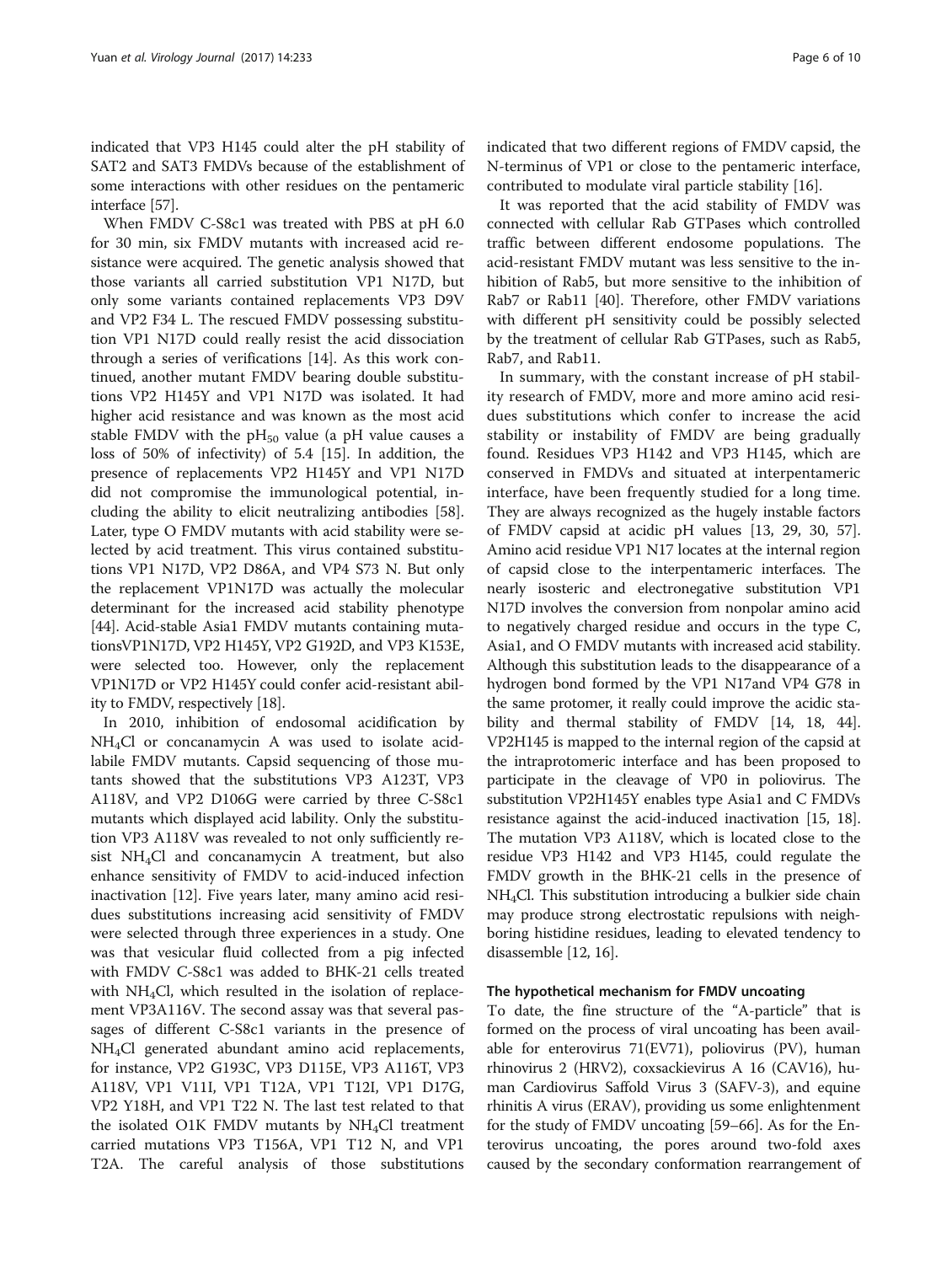indicated that VP3 H145 could alter the pH stability of SAT2 and SAT3 FMDVs because of the establishment of some interactions with other residues on the pentameric interface [57].

When FMDV C-S8c1 was treated with PBS at pH 6.0 for 30 min, six FMDV mutants with increased acid resistance were acquired. The genetic analysis showed that those variants all carried substitution VP1 N17D, but only some variants contained replacements VP3 D9V and VP2 F34 L. The rescued FMDV possessing substitution VP1 N17D could really resist the acid dissociation through a series of verifications [14]. As this work continued, another mutant FMDV bearing double substitutions VP2 H145Y and VP1 N17D was isolated. It had higher acid resistance and was known as the most acid stable FMDV with the $pH_{50}$ value (a pH value causes a loss of 50% of infectivity) of 5.4 [15]. In addition, the presence of replacements VP2 H145Y and VP1 N17D did not compromise the immunological potential, including the ability to elicit neutralizing antibodies [58]. Later, type O FMDV mutants with acid stability were selected by acid treatment. This virus contained substitutions VP1 N17D, VP2 D86A, and VP4 S73 N. But only the replacement VP1N17D was actually the molecular determinant for the increased acid stability phenotype [44]. Acid-stable Asia1 FMDV mutants containing mutationsVP1 N17D, VP2 H145Y, VP2 G192D, and VP3 K153E, were selected too. However, only the replacement VP1N17D or VP2 H145Y could confer acid-resistant ability to FMDV, respectively [18].

In 2010, inhibition of endosomal acidification by $NH_4Cl$ or concanamycin A was used to isolate acid-labile FMDV mutants. Capsid sequencing of those mutants showed that the substitutions VP3 A123T, VP3 A118V, and VP2 D106G were carried by three C-S8c1 mutants which displayed acid lability. Only the substitution VP3 A118V was revealed to not only sufficiently resist $NH_4Cl$ and concanamycin A treatment, but also enhance sensitivity of FMDV to acid-induced infection inactivation [12]. Five years later, many amino acid residues substitutions increasing acid sensitivity of FMDV were selected through three experiences in a study. One was that vesicular fluid collected from a pig infected with FMDV C-S8c1 was added to BHK-21 cells treated with $NH_4Cl$, which resulted in the isolation of replacement VP3A116V. The second assay was that several passages of different C-S8c1 variants in the presence of $NH_4Cl$ generated abundant amino acid replacements, for instance, VP2 G193C, VP3 D115E, VP3 A116T, VP3 A118V, VP1 V11I, VP1 T12A, VP1 T12I, VP1 D17G, VP2 Y18H, and VP1 T22 N. The last test related to that the isolated O1K FMDV mutants by $NH_4Cl$ treatment carried mutations VP3 T156A, VP1 T12 N, and VP1 T2A. The careful analysis of those substitutions indicated that two different regions of FMDV capsid, the N-terminus of VP1 or close to the pentameric interface, contributed to modulate viral particle stability [16].

It was reported that the acid stability of FMDV was connected with cellular Rab GTPases which controlled traffic between different endosome populations. The acid-resistant FMDV mutant was less sensitive to the inhibition of Rab5, but more sensitive to the inhibition of Rab7 or Rab11 [40]. Therefore, other FMDV variations with different pH sensitivity could be possibly selected by the treatment of cellular Rab GTPases, such as Rab5, Rab7, and Rab11.

In summary, with the constant increase of pH stability research of FMDV, more and more amino acid residues substitutions which confer to increase the acid stability or instability of FMDV are being gradually found. Residues VP3 H142 and VP3 H145, which are conserved in FMDVs and situated at interpentameric interface, have been frequently studied for a long time. They are always recognized as the hugely instable factors of FMDV capsid at acidic pH values [13, 29, 30, 57]. Amino acid residue VP1 N17 locates at the internal region of capsid close to the interpentameric interfaces. The nearly isosteric and electronegative substitution VP1 N17D involves the conversion from nonpolar amino acid to negatively charged residue and occurs in the type C, Asia1, and O FMDV mutants with increased acid stability. Although this substitution leads to the disappearance of a hydrogen bond formed by the VP1 N17and VP4 G78 in the same protomer, it really could improve the acidic stability and thermal stability of FMDV [14, 18, 44]. VP2H145 is mapped to the internal region of the capsid at the intraprotomeric interface and has been proposed to participate in the cleavage of VP0 in poliovirus. The substitution VP2H145Y enables type Asia1 and C FMDVs resistance against the acid-induced inactivation [15, 18]. The mutation VP3 A118V, which is located close to the residue VP3 H142 and VP3 H145, could regulate the FMDV growth in the BHK-21 cells in the presence of $NH_4Cl$. This substitution introducing a bulkier side chain may produce strong electrostatic repulsions with neighboring histidine residues, leading to elevated tendency to disassemble [12, 16].

## The hypothetical mechanism for FMDV uncoating

To date, the fine structure of the "A-particle" that is formed on the process of viral uncoating has been available for enterovirus 71(EV71), poliovirus (PV), human rhinovirus 2 (HRV2), coxsackievirus A 16 (CAV16), human Cardiovirus Saffold Virus 3 (SAFV-3), and equine rhinitis A virus (ERAV), providing us some enlightenment for the study of FMDV uncoating [59–66]. As for the Enterovirus uncoating, the pores around two-fold axes caused by the secondary conformation rearrangement of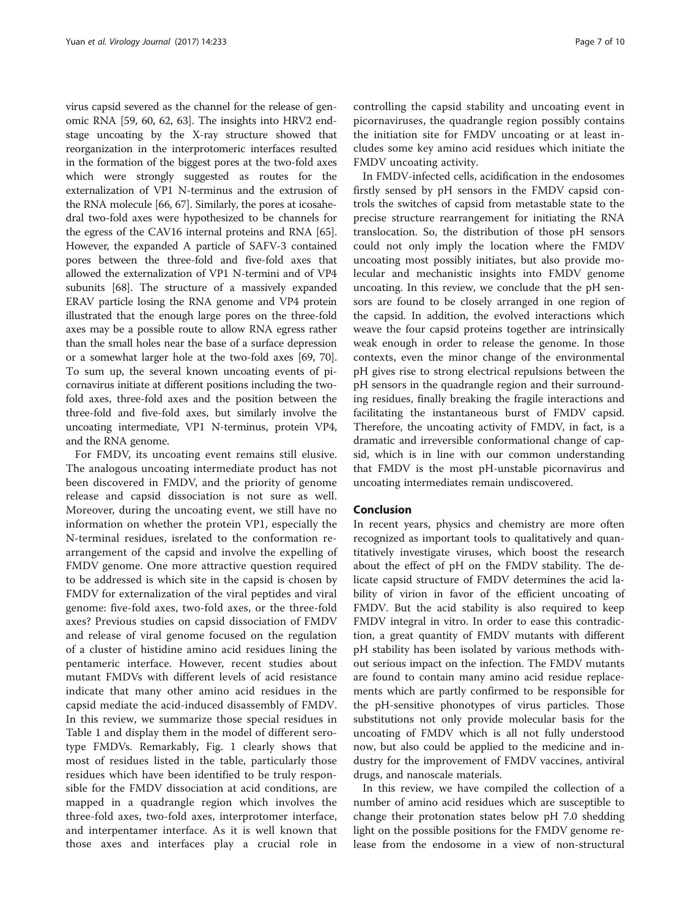virus capsid severed as the channel for the release of genomic RNA [59, 60, 62, 63]. The insights into HRV2 end-stage uncoating by the X-ray structure showed that reorganization in the interprotomeric interfaces resulted in the formation of the biggest pores at the two-fold axes which were strongly suggested as routes for the externalization of VP1 N-terminus and the extrusion of the RNA molecule [66, 67]. Similarly, the pores at icosahedral two-fold axes were hypothesized to be channels for the egress of the CAV16 internal proteins and RNA [65]. However, the expanded A particle of SAFV-3 contained pores between the three-fold and five-fold axes that allowed the externalization of VP1 N-termini and of VP4 subunits [68]. The structure of a massively expanded ERAV particle losing the RNA genome and VP4 protein illustrated that the enough large pores on the three-fold axes may be a possible route to allow RNA egress rather than the small holes near the base of a surface depression or a somewhat larger hole at the two-fold axes [69, 70]. To sum up, the several known uncoating events of picornavirus initiate at different positions including the two-fold axes, three-fold axes and the position between the three-fold and five-fold axes, but similarly involve the uncoating intermediate, VP1 N-terminus, protein VP4, and the RNA genome.

For FMDV, its uncoating event remains still elusive. The analogous uncoating intermediate product has not been discovered in FMDV, and the priority of genome release and capsid dissociation is not sure as well. Moreover, during the uncoating event, we still have no information on whether the protein VP1, especially the N-terminal residues, isrelated to the conformation rearrangement of the capsid and involve the expelling of FMDV genome. One more attractive question required to be addressed is which site in the capsid is chosen by FMDV for externalization of the viral peptides and viral genome: five-fold axes, two-fold axes, or the three-fold axes? Previous studies on capsid dissociation of FMDV and release of viral genome focused on the regulation of a cluster of histidine amino acid residues lining the pentameric interface. However, recent studies about mutant FMDVs with different levels of acid resistance indicate that many other amino acid residues in the capsid mediate the acid-induced disassembly of FMDV. In this review, we summarize those special residues in Table 1 and display them in the model of different serotype FMDVs. Remarkably, Fig. 1 clearly shows that most of residues listed in the table, particularly those residues which have been identified to be truly responsible for the FMDV dissociation at acid conditions, are mapped in a quadrangle region which involves the three-fold axes, two-fold axes, interprotomer interface, and interpentamer interface. As it is well known that those axes and interfaces play a crucial role in controlling the capsid stability and uncoating event in picornaviruses, the quadrangle region possibly contains the initiation site for FMDV uncoating or at least includes some key amino acid residues which initiate the FMDV uncoating activity.

In FMDV-infected cells, acidification in the endosomes firstly sensed by pH sensors in the FMDV capsid controls the switches of capsid from metastable state to the precise structure rearrangement for initiating the RNA translocation. So, the distribution of those pH sensors could not only imply the location where the FMDV uncoating most possibly initiates, but also provide molecular and mechanistic insights into FMDV genome uncoating. In this review, we conclude that the pH sensors are found to be closely arranged in one region of the capsid. In addition, the evolved interactions which weave the four capsid proteins together are intrinsically weak enough in order to release the genome. In those contexts, even the minor change of the environmental pH gives rise to strong electrical repulsions between the pH sensors in the quadrangle region and their surrounding residues, finally breaking the fragile interactions and facilitating the instantaneous burst of FMDV capsid. Therefore, the uncoating activity of FMDV, in fact, is a dramatic and irreversible conformational change of capsid, which is in line with our common understanding that FMDV is the most pH-unstable picornavirus and uncoating intermediates remain undiscovered.

## Conclusion

In recent years, physics and chemistry are more often recognized as important tools to qualitatively and quantitatively investigate viruses, which boost the research about the effect of pH on the FMDV stability. The delicate capsid structure of FMDV determines the acid lability of virion in favor of the efficient uncoating of FMDV. But the acid stability is also required to keep FMDV integral in vitro. In order to ease this contradiction, a great quantity of FMDV mutants with different pH stability has been isolated by various methods without serious impact on the infection. The FMDV mutants are found to contain many amino acid residue replacements which are partly confirmed to be responsible for the pH-sensitive phonotypes of virus particles. Those substitutions not only provide molecular basis for the uncoating of FMDV which is all not fully understood now, but also could be applied to the medicine and industry for the improvement of FMDV vaccines, antiviral drugs, and nanoscale materials.

In this review, we have compiled the collection of a number of amino acid residues which are susceptible to change their protonation states below pH 7.0 shedding light on the possible positions for the FMDV genome release from the endosome in a view of non-structural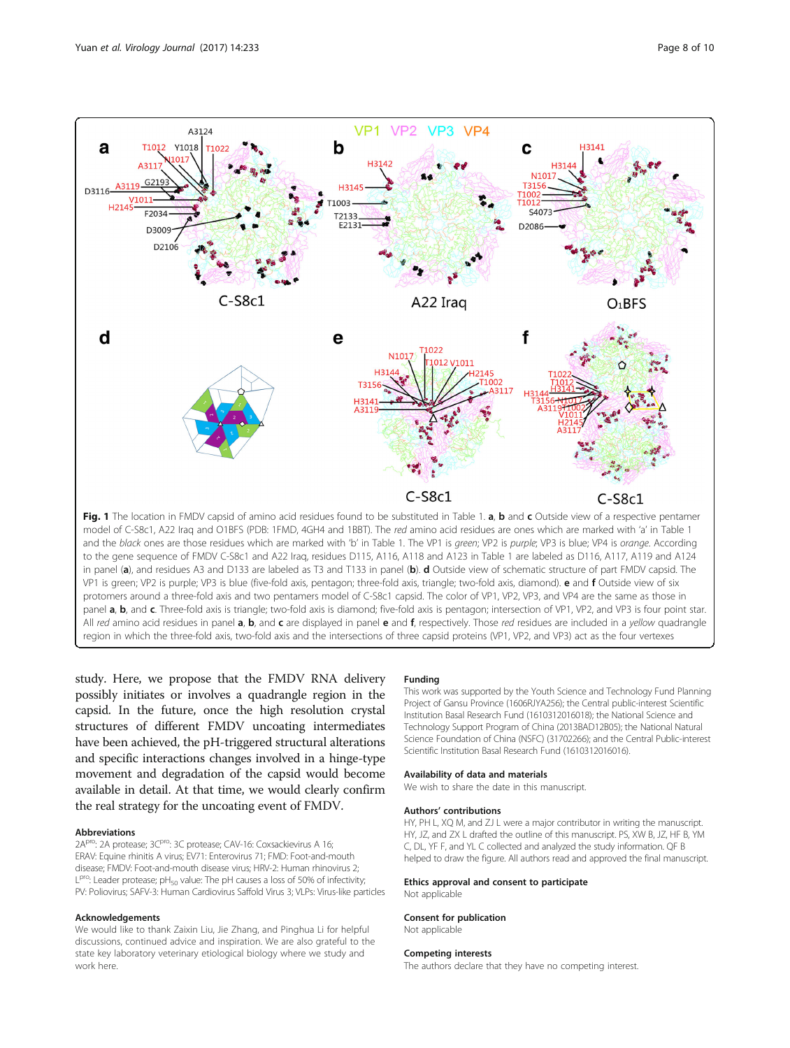**Fig. 1** The location in FMDV capsid of amino acid residues found to be substituted in Table 1. **a**, **b** and **c** Outside view of a respective pentamer model of C-S8c1, A22 Iraq and O1BFS (PDB: 1FMD, 4GH4 and 1BBT). The *red* amino acid residues are ones which are marked with 'a' in Table 1 and the *black* ones are those residues which are marked with 'b' in Table 1. The VP1 is *green*; VP2 is *purple*; VP3 is blue; VP4 is *orange*. According to the gene sequence of FMDV C-S8c1 and A22 Iraq, residues D115, A116, A118 and A123 in Table 1 are labeled as D116, A117, A119 and A124 in panel (**a**), and residues A3 and D133 are labeled as T3 and T133 in panel (**b**). **d** Outside view of schematic structure of part FMDV capsid. The VP1 is green; VP2 is purple; VP3 is blue (five-fold axis, pentagon; three-fold axis, triangle; two-fold axis, diamond). **e** and **f** Outside view of six protomers around a three-fold axis and two pentamers model of C-S8c1 capsid. The color of VP1, VP2, VP3, and VP4 are the same as those in panel **a**, **b**, and **c**. Three-fold axis is triangle; two-fold axis is diamond; five-fold axis is pentagon; intersection of VP1, VP2, and VP3 is four point star. All *red* amino acid residues in panel **a**, **b**, and **c** are displayed in panel **e** and **f**, respectively. Those *red* residues are included in a *yellow* quadrangle region in which the three-fold axis, two-fold axis and the intersections of three capsid proteins (VP1, VP2, and VP3) act as the four vertexes

study. Here, we propose that the FMDV RNA delivery possibly initiates or involves a quadrangle region in the capsid. In the future, once the high resolution crystal structures of different FMDV uncoating intermediates have been achieved, the pH-triggered structural alterations and specific interactions changes involved in a hinge-type movement and degradation of the capsid would become available in detail. At that time, we would clearly confirm the real strategy for the uncoating event of FMDV.

### Abbreviations

$2A^{pro}$: 2A protease; $3C^{pro}$: 3C protease; CAV-16: Coxsackievirus A 16; ERAV: Equine rhinitis A virus; EV71: Enterovirus 71; FMD: Foot-and-mouth disease; FMDV: Foot-and-mouth disease virus; HRV-2: Human rhinovirus 2; $L^{pro}$: Leader protease; $pH_{50}$ value: The pH causes a loss of 50% of infectivity; PV: Poliovirus; SAFV-3: Human Cardiovirus Saffold Virus 3; VLPs: Virus-like particles

### Acknowledgements

We would like to thank Zaixin Liu, Jie Zhang, and Pinghua Li for helpful discussions, continued advice and inspiration. We are also grateful to the state key laboratory veterinary etiological biology where we study and work here.

### Funding

This work was supported by the Youth Science and Technology Fund Planning Project of Gansu Province (1606RJYA256); the Central public-interest Scientific Institution Basal Research Fund (1610312016018); the National Science and Technology Support Program of China (2013BAD12B05); the National Natural Science Foundation of China (NSFC) (31702266); and the Central Public-interest Scientific Institution Basal Research Fund (1610312016016).

### Availability of data and materials

We wish to share the date in this manuscript.

### Authors' contributions

HY, PH L, XQ M, and ZJ L were a major contributor in writing the manuscript. HY, JZ, and ZX L drafted the outline of this manuscript. PS, XW B, JZ, HF B, YM C, DL, YF F, and YL C collected and analyzed the study information. QF B helped to draw the figure. All authors read and approved the final manuscript.

### Ethics approval and consent to participate

Not applicable

### Consent for publication

Not applicable

### Competing interests

The authors declare that they have no competing interest.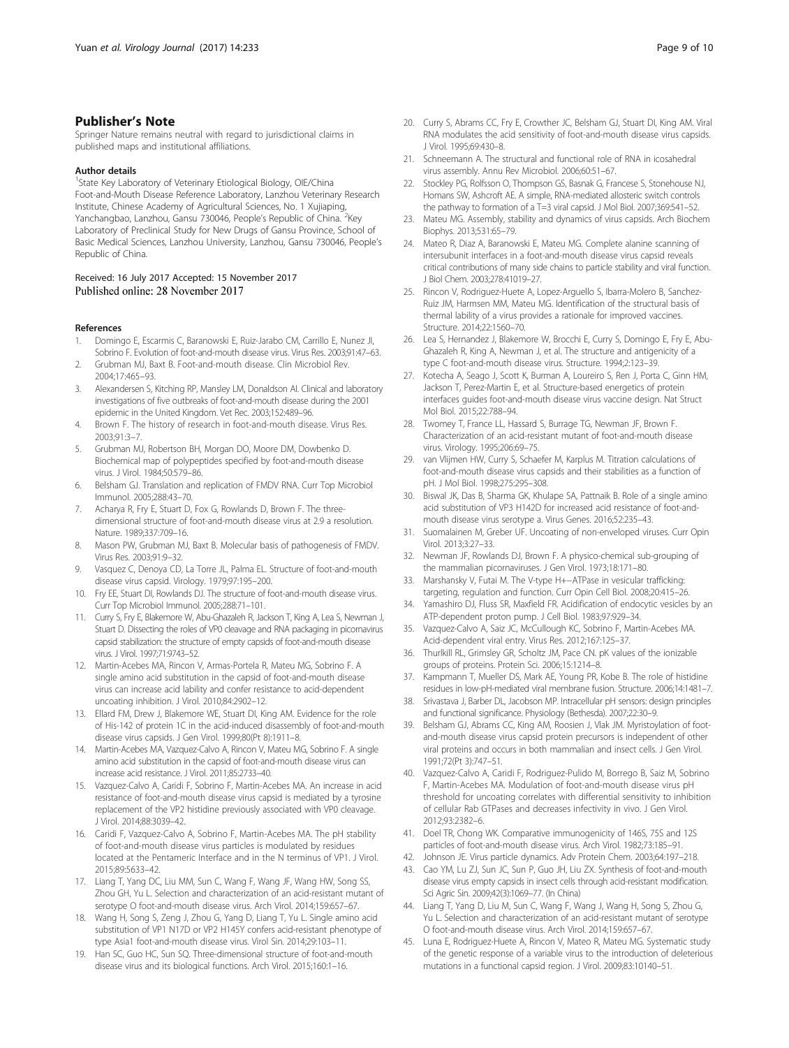## Publisher's Note

Springer Nature remains neutral with regard to jurisdictional claims in published maps and institutional affiliations.

### Author details

[1]State Key Laboratory of Veterinary Etiological Biology, OIE/China Foot-and-Mouth Disease Reference Laboratory, Lanzhou Veterinary Research Institute, Chinese Academy of Agricultural Sciences, No. 1 Xujiaping, Yanchangbao, Lanzhou, Gansu 730046, People's Republic of China. [2]Key Laboratory of Preclinical Study for New Drugs of Gansu Province, School of Basic Medical Sciences, Lanzhou University, Lanzhou, Gansu 730046, People's Republic of China.

Received: 16 July 2017 Accepted: 15 November 2017
Published online: 28 November 2017

### References

1. Domingo E, Escarmis C, Baranowski E, Ruiz-Jarabo CM, Carrillo E, Nunez JI, Sobrino F. Evolution of foot-and-mouth disease virus. Virus Res. 2003;91:47–63.
2. Grubman MJ, Baxt B. Foot-and-mouth disease. Clin Microbiol Rev. 2004;17:465–93.
3. Alexandersen S, Kitching RP, Mansley LM, Donaldson AI. Clinical and laboratory investigations of five outbreaks of foot-and-mouth disease during the 2001 epidemic in the United Kingdom. Vet Rec. 2003;152:489–96.
4. Brown F. The history of research in foot-and-mouth disease. Virus Res. 2003;91:3–7.
5. Grubman MJ, Robertson BH, Morgan DO, Moore DM, Dowbenko D. Biochemical map of polypeptides specified by foot-and-mouth disease virus. J Virol. 1984;50:579–86.
6. Belsham GJ. Translation and replication of FMDV RNA. Curr Top Microbiol Immunol. 2005;288:43–70.
7. Acharya R, Fry E, Stuart D, Fox G, Rowlands D, Brown F. The three-dimensional structure of foot-and-mouth disease virus at 2.9 a resolution. Nature. 1989;337:709–16.
8. Mason PW, Grubman MJ, Baxt B. Molecular basis of pathogenesis of FMDV. Virus Res. 2003;91:9–32.
9. Vasquez C, Denoya CD, La Torre JL, Palma EL. Structure of foot-and-mouth disease virus capsid. Virology. 1979;97:195–200.
10. Fry EE, Stuart DI, Rowlands DJ. The structure of foot-and-mouth disease virus. Curr Top Microbiol Immunol. 2005;288:71–101.
11. Curry S, Fry E, Blakemore W, Abu-Ghazaleh R, Jackson T, King A, Lea S, Newman J, Stuart D. Dissecting the roles of VP0 cleavage and RNA packaging in picornavirus capsid stabilization: the structure of empty capsids of foot-and-mouth disease virus. J Virol. 1997;71:9743–52.
12. Martin-Acebes MA, Rincon V, Armas-Portela R, Mateu MG, Sobrino F. A single amino acid substitution in the capsid of foot-and-mouth disease virus can increase acid lability and confer resistance to acid-dependent uncoating inhibition. J Virol. 2010;84:2902–12.
13. Ellard FM, Drew J, Blakemore WE, Stuart DI, King AM. Evidence for the role of His-142 of protein 1C in the acid-induced disassembly of foot-and-mouth disease virus capsids. J Gen Virol. 1999;80(Pt 8):1911–8.
14. Martin-Acebes MA, Vazquez-Calvo A, Rincon V, Mateu MG, Sobrino F. A single amino acid substitution in the capsid of foot-and-mouth disease virus can increase acid resistance. J Virol. 2011;85:2733–40.
15. Vazquez-Calvo A, Caridi F, Sobrino F, Martin-Acebes MA. An increase in acid resistance of foot-and-mouth disease virus capsid is mediated by a tyrosine replacement of the VP2 histidine previously associated with VP0 cleavage. J Virol. 2014;88:3039–42.
16. Caridi F, Vazquez-Calvo A, Sobrino F, Martin-Acebes MA. The pH stability of foot-and-mouth disease virus particles is modulated by residues located at the Pentameric Interface and in the N terminus of VP1. J Virol. 2015;89:5633–42.
17. Liang T, Yang DC, Liu MM, Sun C, Wang F, Wang JF, Wang HW, Song SS, Zhou GH, Yu L. Selection and characterization of an acid-resistant mutant of serotype O foot-and-mouth disease virus. Arch Virol. 2014;159:657–67.
18. Wang H, Song S, Zeng J, Zhou G, Yang D, Liang T, Yu L. Single amino acid substitution of VP1 N17D or VP2 H145Y confers acid-resistant phenotype of type Asia1 foot-and-mouth disease virus. Virol Sin. 2014;29:103–11.
19. Han SC, Guo HC, Sun SQ. Three-dimensional structure of foot-and-mouth disease virus and its biological functions. Arch Virol. 2015;160:1–16.
20. Curry S, Abrams CC, Fry E, Crowther JC, Belsham GJ, Stuart DI, King AM. Viral RNA modulates the acid sensitivity of foot-and-mouth disease virus capsids. J Virol. 1995;69:430–8.
21. Schneemann A. The structural and functional role of RNA in icosahedral virus assembly. Annu Rev Microbiol. 2006;60:51–67.
22. Stockley PG, Rolfsson O, Thompson GS, Basnak G, Francese S, Stonehouse NJ, Homans SW, Ashcroft AE. A simple, RNA-mediated allosteric switch controls the pathway to formation of a T=3 viral capsid. J Mol Biol. 2007;369:541–52.
23. Mateu MG. Assembly, stability and dynamics of virus capsids. Arch Biochem Biophys. 2013;531:65–79.
24. Mateo R, Diaz A, Baranowski E, Mateu MG. Complete alanine scanning of intersubunit interfaces in a foot-and-mouth disease virus capsid reveals critical contributions of many side chains to particle stability and viral function. J Biol Chem. 2003;278:41019–27.
25. Rincon V, Rodriguez-Huete A, Lopez-Arguello S, Ibarra-Molero B, Sanchez-Ruiz JM, Harmsen MM, Mateu MG. Identification of the structural basis of thermal lability of a virus provides a rationale for improved vaccines. Structure. 2014;22:1560–70.
26. Lea S, Hernandez J, Blakemore W, Brocchi E, Curry S, Domingo E, Fry E, Abu-Ghazaleh R, King A, Newman J, et al. The structure and antigenicity of a type C foot-and-mouth disease virus. Structure. 1994;2:123–39.
27. Kotecha A, Seago J, Scott K, Burman A, Loureiro S, Ren J, Porta C, Ginn HM, Jackson T, Perez-Martin E, et al. Structure-based energetics of protein interfaces guides foot-and-mouth disease virus vaccine design. Nat Struct Mol Biol. 2015;22:788–94.
28. Twomey T, France LL, Hassard S, Burrage TG, Newman JF, Brown F. Characterization of an acid-resistant mutant of foot-and-mouth disease virus. Virology. 1995;206:69–75.
29. van Vlijmen HW, Curry S, Schaefer M, Karplus M. Titration calculations of foot-and-mouth disease virus capsids and their stabilities as a function of pH. J Mol Biol. 1998;275:295–308.
30. Biswal JK, Das B, Sharma GK, Khulape SA, Pattnaik B. Role of a single amino acid substitution of VP3 H142D for increased acid resistance of foot-and-mouth disease virus serotype a. Virus Genes. 2016;52:235–43.
31. Suomalainen M, Greber UF. Uncoating of non-enveloped viruses. Curr Opin Virol. 2013;3:27–33.
32. Newman JF, Rowlands DJ, Brown F. A physico-chemical sub-grouping of the mammalian picornaviruses. J Gen Virol. 1973;18:171–80.
33. Marshansky V, Futai M. The V-type H+−ATPase in vesicular trafficking: targeting, regulation and function. Curr Opin Cell Biol. 2008;20:415–26.
34. Yamashiro DJ, Fluss SR, Maxfield FR. Acidification of endocytic vesicles by an ATP-dependent proton pump. J Cell Biol. 1983;97:929–34.
35. Vazquez-Calvo A, Saiz JC, McCullough KC, Sobrino F, Martin-Acebes MA. Acid-dependent viral entry. Virus Res. 2012;167:125–37.
36. Thurlkill RL, Grimsley GR, Scholtz JM, Pace CN. pK values of the ionizable groups of proteins. Protein Sci. 2006;15:1214–8.
37. Kampmann T, Mueller DS, Mark AE, Young PR, Kobe B. The role of histidine residues in low-pH-mediated viral membrane fusion. Structure. 2006;14:1481–7.
38. Srivastava J, Barber DL, Jacobson MP. Intracellular pH sensors: design principles and functional significance. Physiology (Bethesda). 2007;22:30–9.
39. Belsham GJ, Abrams CC, King AM, Roosien J, Vlak JM. Myristoylation of foot-and-mouth disease virus capsid protein precursors is independent of other viral proteins and occurs in both mammalian and insect cells. J Gen Virol. 1991;72(Pt 3):747–51.
40. Vazquez-Calvo A, Caridi F, Rodriguez-Pulido M, Borrego B, Saiz M, Sobrino F, Martin-Acebes MA. Modulation of foot-and-mouth disease virus pH threshold for uncoating correlates with differential sensitivity to inhibition of cellular Rab GTPases and decreases infectivity in vivo. J Gen Virol. 2012;93:2382–6.
41. Doel TR, Chong WK. Comparative immunogenicity of 146S, 75S and 12S particles of foot-and-mouth disease virus. Arch Virol. 1982;73:185–91.
42. Johnson JE. Virus particle dynamics. Adv Protein Chem. 2003;64:197–218.
43. Cao YM, Lu ZJ, Sun JC, Sun P, Guo JH, Liu ZX. Synthesis of foot-and-mouth disease virus empty capsids in insect cells through acid-resistant modification. Sci Agric Sin. 2009;42(3):1069–77. (In China)
44. Liang T, Yang D, Liu M, Sun C, Wang F, Wang J, Wang H, Song S, Zhou G, Yu L. Selection and characterization of an acid-resistant mutant of serotype O foot-and-mouth disease virus. Arch Virol. 2014;159:657–67.
45. Luna E, Rodriguez-Huete A, Rincon V, Mateo R, Mateu MG. Systematic study of the genetic response of a variable virus to the introduction of deleterious mutations in a functional capsid region. J Virol. 2009;83:10140–51.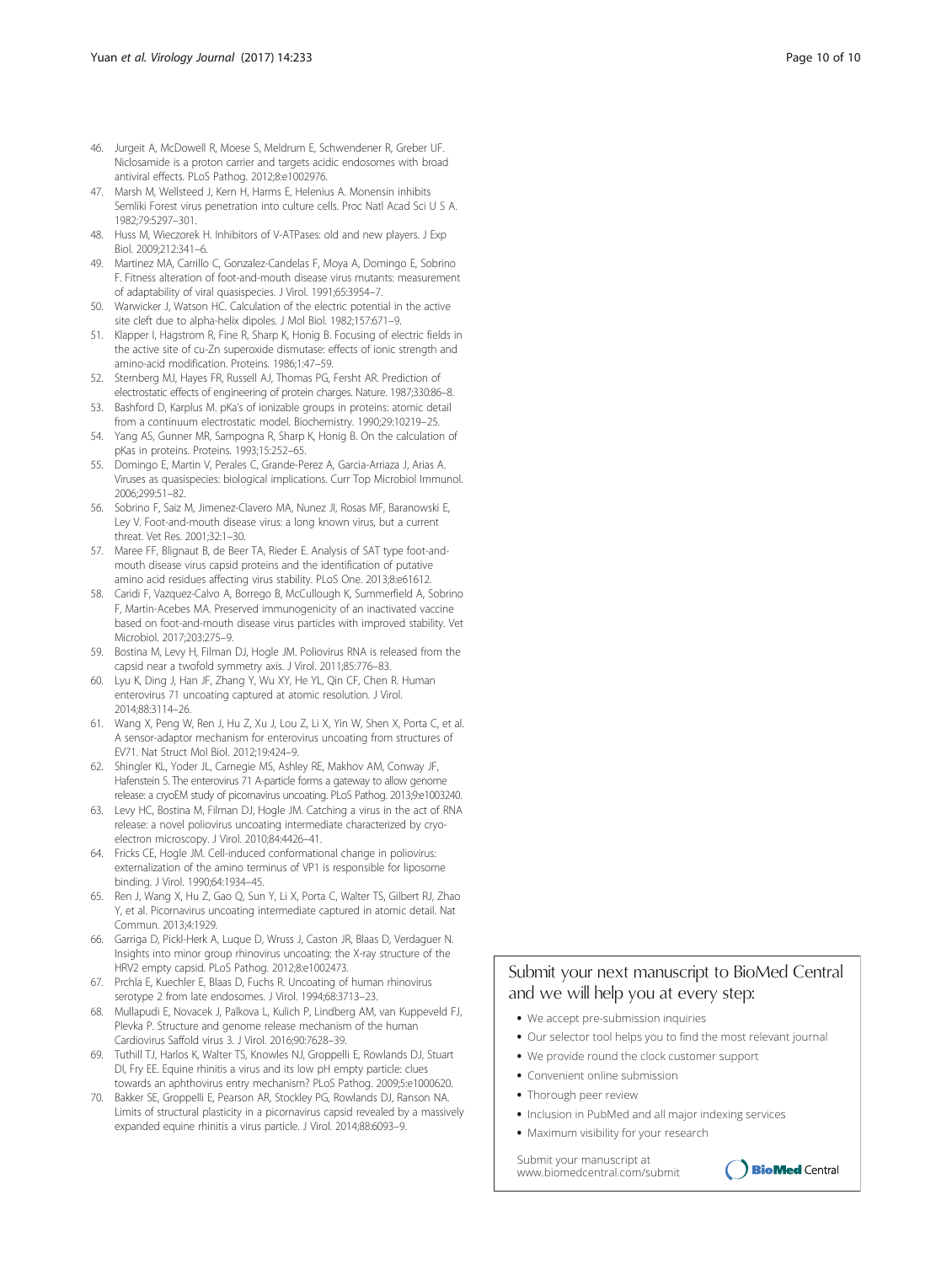46. Jurgeit A, McDowell R, Moese S, Meldrum E, Schwendener R, Greber UF. Niclosamide is a proton carrier and targets acidic endosomes with broad antiviral effects. PLoS Pathog. 2012;8:e1002976.
47. Marsh M, Wellsteed J, Kern H, Harms E, Helenius A. Monensin inhibits Semliki Forest virus penetration into culture cells. Proc Natl Acad Sci U S A. 1982;79:5297–301.
48. Huss M, Wieczorek H. Inhibitors of V-ATPases: old and new players. J Exp Biol. 2009;212:341–6.
49. Martinez MA, Carrillo C, Gonzalez-Candelas F, Moya A, Domingo E, Sobrino F. Fitness alteration of foot-and-mouth disease virus mutants: measurement of adaptability of viral quasispecies. J Virol. 1991;65:3954–7.
50. Warwicker J, Watson HC. Calculation of the electric potential in the active site cleft due to alpha-helix dipoles. J Mol Biol. 1982;157:671–9.
51. Klapper I, Hagstrom R, Fine R, Sharp K, Honig B. Focusing of electric fields in the active site of cu-Zn superoxide dismutase: effects of ionic strength and amino-acid modification. Proteins. 1986;1:47–59.
52. Sternberg MJ, Hayes FR, Russell AJ, Thomas PG, Fersht AR. Prediction of electrostatic effects of engineering of protein charges. Nature. 1987;330:86–8.
53. Bashford D, Karplus M. pKa's of ionizable groups in proteins: atomic detail from a continuum electrostatic model. Biochemistry. 1990;29:10219–25.
54. Yang AS, Gunner MR, Sampogna R, Sharp K, Honig B. On the calculation of pKas in proteins. Proteins. 1993;15:252–65.
55. Domingo E, Martin V, Perales C, Grande-Perez A, Garcia-Arriaza J, Arias A. Viruses as quasispecies: biological implications. Curr Top Microbiol Immunol. 2006;299:51–82.
56. Sobrino F, Saiz M, Jimenez-Clavero MA, Nunez JI, Rosas MF, Baranowski E, Ley V. Foot-and-mouth disease virus: a long known virus, but a current threat. Vet Res. 2001;32:1–30.
57. Maree FF, Blignaut B, de Beer TA, Rieder E. Analysis of SAT type foot-and-mouth disease virus capsid proteins and the identification of putative amino acid residues affecting virus stability. PLoS One. 2013;8:e61612.
58. Caridi F, Vazquez-Calvo A, Borrego B, McCullough K, Summerfield A, Sobrino F, Martin-Acebes MA. Preserved immunogenicity of an inactivated vaccine based on foot-and-mouth disease virus particles with improved stability. Vet Microbiol. 2017;203:275–9.
59. Bostina M, Levy H, Filman DJ, Hogle JM. Poliovirus RNA is released from the capsid near a twofold symmetry axis. J Virol. 2011;85:776–83.
60. Lyu K, Ding J, Han JF, Zhang Y, Wu XY, He YL, Qin CF, Chen R. Human enterovirus 71 uncoating captured at atomic resolution. J Virol. 2014;88:3114–26.
61. Wang X, Peng W, Ren J, Hu Z, Xu J, Lou Z, Li X, Yin W, Shen X, Porta C, et al. A sensor-adaptor mechanism for enterovirus uncoating from structures of EV71. Nat Struct Mol Biol. 2012;19:424–9.
62. Shingler KL, Yoder JL, Carnegie MS, Ashley RE, Makhov AM, Conway JF, Hafenstein S. The enterovirus 71 A-particle forms a gateway to allow genome release: a cryoEM study of picornavirus uncoating. PLoS Pathog. 2013;9:e1003240.
63. Levy HC, Bostina M, Filman DJ, Hogle JM. Catching a virus in the act of RNA release: a novel poliovirus uncoating intermediate characterized by cryo-electron microscopy. J Virol. 2010;84:4426–41.
64. Fricks CE, Hogle JM. Cell-induced conformational change in poliovirus: externalization of the amino terminus of VP1 is responsible for liposome binding. J Virol. 1990;64:1934–45.
65. Ren J, Wang X, Hu Z, Gao Q, Sun Y, Li X, Porta C, Walter TS, Gilbert RJ, Zhao Y, et al. Picornavirus uncoating intermediate captured in atomic detail. Nat Commun. 2013;4:1929.
66. Garriga D, Pickl-Herk A, Luque D, Wruss J, Caston JR, Blaas D, Verdaguer N. Insights into minor group rhinovirus uncoating: the X-ray structure of the HRV2 empty capsid. PLoS Pathog. 2012;8:e1002473.
67. Prchla E, Kuechler E, Blaas D, Fuchs R. Uncoating of human rhinovirus serotype 2 from late endosomes. J Virol. 1994;68:3713–23.
68. Mullapudi E, Novacek J, Palkova L, Kulich P, Lindberg AM, van Kuppeveld FJ, Plevka P. Structure and genome release mechanism of the human Cardiovirus Saffold virus 3. J Virol. 2016;90:7628–39.
69. Tuthill TJ, Harlos K, Walter TS, Knowles NJ, Groppelli E, Rowlands DJ, Stuart DI, Fry EE. Equine rhinitis a virus and its low pH empty particle: clues towards an aphthovirus entry mechanism? PLoS Pathog. 2009;5:e1000620.
70. Bakker SE, Groppelli E, Pearson AR, Stockley PG, Rowlands DJ, Ranson NA. Limits of structural plasticity in a picornavirus capsid revealed by a massively expanded equine rhinitis a virus particle. J Virol. 2014;88:6093–9.

Submit your next manuscript to BioMed Central and we will help you at every step:

- We accept pre-submission inquiries
- Our selector tool helps you to find the most relevant journal
- We provide round the clock customer support
- Convenient online submission
- Thorough peer review
- Inclusion in PubMed and all major indexing services
- Maximum visibility for your research

Submit your manuscript at www.biomedcentral.com/submit

BioMed Central